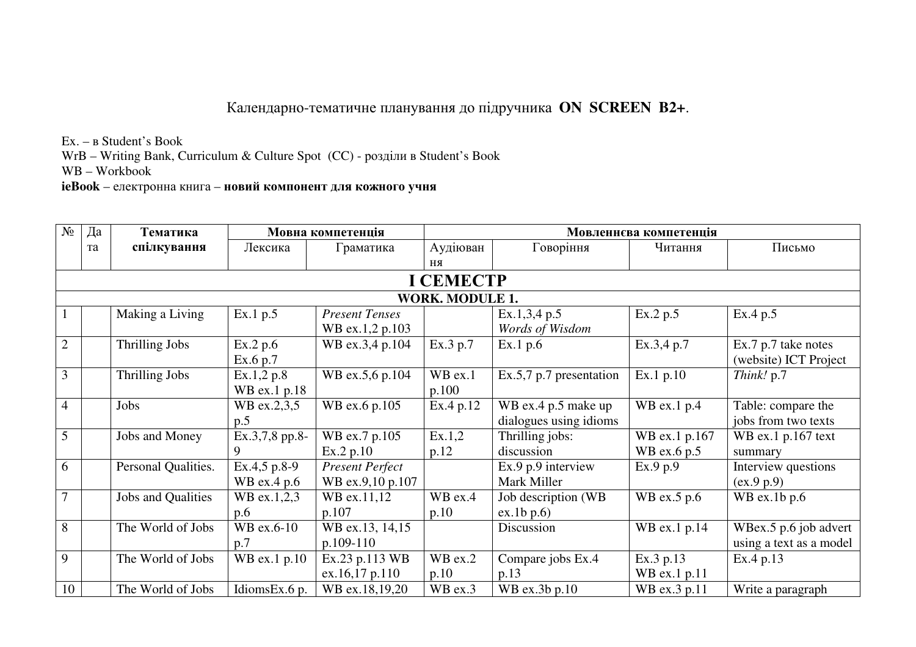Календарно-тематичне планування до підручника **ON SCREEN B2+**.

Ex. – в Student's Book
WrB – Writing Bank, Curriculum & Culture Spot (CC) - розділи в Student's Book
WB – Workbook
**ieBook** – електронна книга – **новий компонент для кожного учня**

| № | Дата | **Тематика спілкування** | **Мовна компетенція** | | **Мовленнєва компетенція** | | | |
|---|---|---|---|---|---|---|---|---|
| | | | Лексика | Граматика | Аудіювання | Говоріння | Читання | Письмо |
| **I СЕМЕСТР** | | | | | | | | |
| **WORK. MODULE 1.** | | | | | | | | |
| 1 | | Making a Living | Ex.1 p.5 | *Present Tenses* WB ex.1,2 p.103 | | Ex.1,3,4 p.5 *Words of Wisdom* | Ex.2 p.5 | Ex.4 p.5 |
| 2 | | Thrilling Jobs | Ex.2 p.6 Ex.6 p.7 | WB ex.3,4 p.104 | Ex.3 p.7 | Ex.1 p.6 | Ex.3,4 p.7 | Ex.7 p.7 take notes (website) ICT Project |
| 3 | | Thrilling Jobs | Ex.1,2 p.8 WB ex.1 p.18 | WB ex.5,6 p.104 | WB ex.1 p.100 | Ex.5,7 p.7 presentation | Ex.1 p.10 | *Think!* p.7 |
| 4 | | Jobs | WB ex.2,3,5 p.5 | WB ex.6 p.105 | Ex.4 p.12 | WB ex.4 p.5 make up dialogues using idioms | WB ex.1 p.4 | Table: compare the jobs from two texts |
| 5 | | Jobs and Money | Ex.3,7,8 pp.8-9 | WB ex.7 p.105 Ex.2 p.10 | Ex.1,2 p.12 | Thrilling jobs: discussion | WB ex.1 p.167 WB ex.6 p.5 | WB ex.1 p.167 text summary |
| 6 | | Personal Qualities. | Ex.4,5 p.8-9 WB ex.4 p.6 | *Present Perfect* WB ex.9,10 p.107 | | Ex.9 p.9 interview Mark Miller | Ex.9 p.9 | Interview questions (ex.9 p.9) |
| 7 | | Jobs and Qualities | WB ex.1,2,3 p.6 | WB ex.11,12 p.107 | WB ex.4 p.10 | Job description (WB ex.1b p.6) | WB ex.5 p.6 | WB ex.1b p.6 |
| 8 | | The World of Jobs | WB ex.6-10 p.7 | WB ex.13, 14,15 p.109-110 | | Discussion | WB ex.1 p.14 | WBex.5 p.6 job advert using a text as a model |
| 9 | | The World of Jobs | WB ex.1 p.10 | Ex.23 p.113 WB ex.16,17 p.110 | WB ex.2 p.10 | Compare jobs Ex.4 p.13 | Ex.3 p.13 WB ex.1 p.11 | Ex.4 p.13 |
| 10 | | The World of Jobs | IdiomsEx.6 p. | WB ex.18,19,20 | WB ex.3 | WB ex.3b p.10 | WB ex.3 p.11 | Write a paragraph |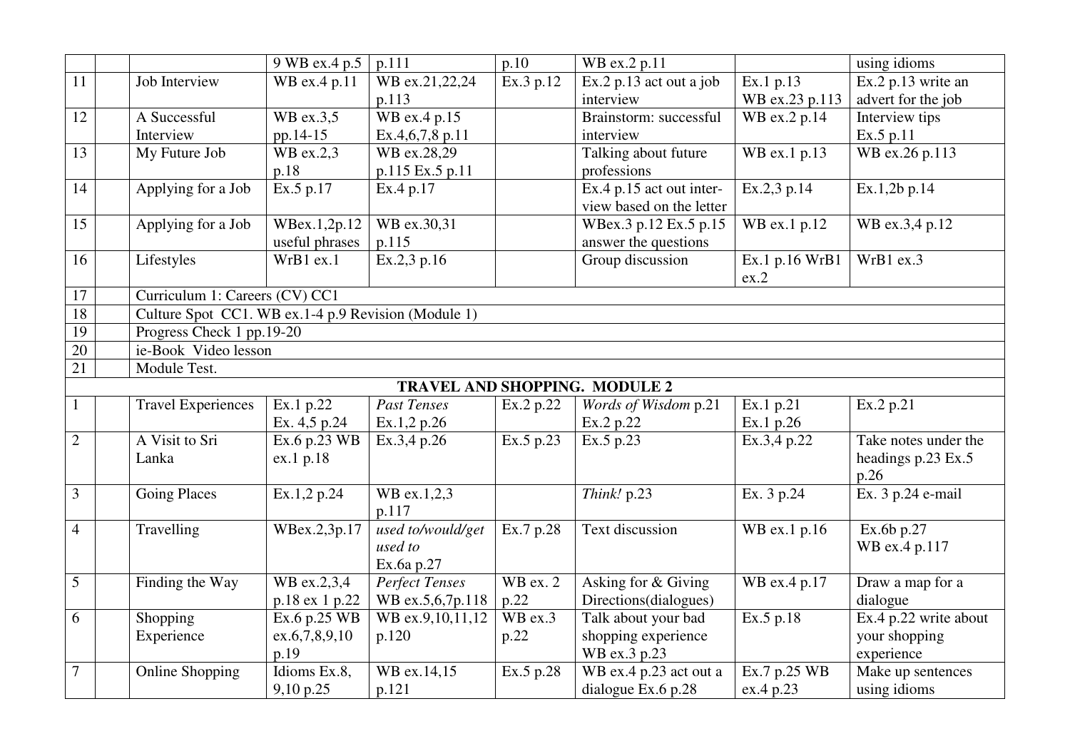| | | | 9 WB ex.4 p.5 | p.111 | p.10 | WB ex.2 p.11 | | using idioms |
|---|---|---|---|---|---|---|---|---|
| 11 | | Job Interview | WB ex.4 p.11 | WB ex.21,22,24 p.113 | Ex.3 p.12 | Ex.2 p.13 act out a job interview | Ex.1 p.13 WB ex.23 p.113 | Ex.2 p.13 write an advert for the job |
| 12 | | A Successful Interview | WB ex.3,5 pp.14-15 | WB ex.4 p.15 Ex.4,6,7,8 p.11 | | Brainstorm: successful interview | WB ex.2 p.14 | Interview tips Ex.5 p.11 |
| 13 | | My Future Job | WB ex.2,3 p.18 | WB ex.28,29 p.115 Ex.5 p.11 | | Talking about future professions | WB ex.1 p.13 | WB ex.26 p.113 |
| 14 | | Applying for a Job | Ex.5 p.17 | Ex.4 p.17 | | Ex.4 p.15 act out interview based on the letter | Ex.2,3 p.14 | Ex.1,2b p.14 |
| 15 | | Applying for a Job | WBex.1,2p.12 useful phrases | WB ex.30,31 p.115 | | WBex.3 p.12 Ex.5 p.15 answer the questions | WB ex.1 p.12 | WB ex.3,4 p.12 |
| 16 | | Lifestyles | WrB1 ex.1 | Ex.2,3 p.16 | | Group discussion | Ex.1 p.16 WrB1 ex.2 | WrB1 ex.3 |
| 17 | | Curriculum 1: Careers (CV) CC1 | | | | | | |
| 18 | | Culture Spot CC1. WB ex.1-4 p.9 Revision (Module 1) | | | | | | |
| 19 | | Progress Check 1 pp.19-20 | | | | | | |
| 20 | | ie-Book Video lesson | | | | | | |
| 21 | | Module Test. | | | | | | |
| | | | | **TRAVEL AND SHOPPING. MODULE 2** | | | | |
| 1 | | Travel Experiences | Ex.1 p.22 Ex. 4,5 p.24 | *Past Tenses* Ex.1,2 p.26 | Ex.2 p.22 | *Words of Wisdom* p.21 Ex.2 p.22 | Ex.1 p.21 Ex.1 p.26 | Ex.2 p.21 |
| 2 | | A Visit to Sri Lanka | Ex.6 p.23 WB ex.1 p.18 | Ex.3,4 p.26 | Ex.5 p.23 | Ex.5 p.23 | Ex.3,4 p.22 | Take notes under the headings p.23 Ex.5 p.26 |
| 3 | | Going Places | Ex.1,2 p.24 | WB ex.1,2,3 p.117 | | *Think!* p.23 | Ex. 3 p.24 | Ex. 3 p.24 e-mail |
| 4 | | Travelling | WBex.2,3p.17 | *used to/would/get used to* Ex.6a p.27 | Ex.7 p.28 | Text discussion | WB ex.1 p.16 | Ex.6b p.27 WB ex.4 p.117 |
| 5 | | Finding the Way | WB ex.2,3,4 p.18 ex 1 p.22 | *Perfect Tenses* WB ex.5,6,7p.118 | WB ex. 2 p.22 | Asking for & Giving Directions(dialogues) | WB ex.4 p.17 | Draw a map for a dialogue |
| 6 | | Shopping Experience | Ex.6 p.25 WB ex.6,7,8,9,10 p.19 | WB ex.9,10,11,12 p.120 | WB ex.3 p.22 | Talk about your bad shopping experience WB ex.3 p.23 | Ex.5 p.18 | Ex.4 p.22 write about your shopping experience |
| 7 | | Online Shopping | Idioms Ex.8, 9,10 p.25 | WB ex.14,15 p.121 | Ex.5 p.28 | WB ex.4 p.23 act out a dialogue Ex.6 p.28 | Ex.7 p.25 WB ex.4 p.23 | Make up sentences using idioms |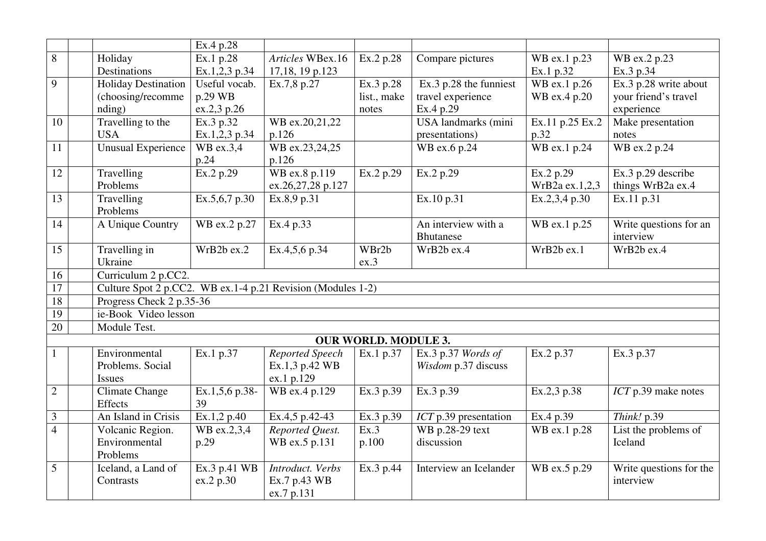| | | | | | | | | |
|---|---|---|---|---|---|---|---|---|
| | | | Ex.4 p.28 | | | | | |
| 8 | | Holiday Destinations | Ex.1 p.28 Ex.1,2,3 p.34 | *Articles* WBex.16 17,18, 19 p.123 | Ex.2 p.28 | Compare pictures | WB ex.1 p.23 Ex.1 p.32 | WB ex.2 p.23 Ex.3 p.34 |
| 9 | | Holiday Destination (choosing/recommending) | Useful vocab. p.29 WB ex.2,3 p.26 | Ex.7,8 p.27 | Ex.3 p.28 list., make notes | Ex.3 p.28 the funniest travel experience Ex.4 p.29 | WB ex.1 p.26 WB ex.4 p.20 | Ex.3 p.28 write about your friend's travel experience |
| 10 | | Travelling to the USA | Ex.3 p.32 Ex.1,2,3 p.34 | WB ex.20,21,22 p.126 | | USA landmarks (mini presentations) | Ex.11 p.25 Ex.2 p.32 | Make presentation notes |
| 11 | | Unusual Experience | WB ex.3,4 p.24 | WB ex.23,24,25 p.126 | | WB ex.6 p.24 | WB ex.1 p.24 | WB ex.2 p.24 |
| 12 | | Travelling Problems | Ex.2 p.29 | WB ex.8 p.119 ex.26,27,28 p.127 | Ex.2 p.29 | Ex.2 p.29 | Ex.2 p.29 WrB2a ex.1,2,3 | Ex.3 p.29 describe things WrB2a ex.4 |
| 13 | | Travelling Problems | Ex.5,6,7 p.30 | Ex.8,9 p.31 | | Ex.10 p.31 | Ex.2,3,4 p.30 | Ex.11 p.31 |
| 14 | | A Unique Country | WB ex.2 p.27 | Ex.4 p.33 | | An interview with a Bhutanese | WB ex.1 p.25 | Write questions for an interview |
| 15 | | Travelling in Ukraine | WrB2b ex.2 | Ex.4,5,6 p.34 | WBr2b ex.3 | WrB2b ex.4 | WrB2b ex.1 | WrB2b ex.4 |
| 16 | | Curriculum 2 p.CC2. | | | | | | |
| 17 | | Culture Spot 2 p.CC2. WB ex.1-4 p.21 Revision (Modules 1-2) | | | | | | |
| 18 | | Progress Check 2 p.35-36 | | | | | | |
| 19 | | ie-Book Video lesson | | | | | | |
| 20 | | Module Test. | | | | | | |
| | | | | **OUR WORLD. MODULE 3.** | | | | |
| 1 | | Environmental Problems. Social Issues | Ex.1 p.37 | *Reported Speech* Ex.1,3 p.42 WB ex.1 p.129 | Ex.1 p.37 | Ex.3 p.37 *Words of Wisdom* p.37 discuss | Ex.2 p.37 | Ex.3 p.37 |
| 2 | | Climate Change Effects | Ex.1,5,6 p.38-39 | WB ex.4 p.129 | Ex.3 p.39 | Ex.3 p.39 | Ex.2,3 p.38 | *ICT* p.39 make notes |
| 3 | | An Island in Crisis | Ex.1,2 p.40 | Ex.4,5 p.42-43 | Ex.3 p.39 | *ICT* p.39 presentation | Ex.4 p.39 | *Think!* p.39 |
| 4 | | Volcanic Region. Environmental Problems | WB ex.2,3,4 p.29 | *Reported Quest.* WB ex.5 p.131 | Ex.3 p.100 | WB p.28-29 text discussion | WB ex.1 p.28 | List the problems of Iceland |
| 5 | | Iceland, a Land of Contrasts | Ex.3 p.41 WB ex.2 p.30 | *Introduct. Verbs* Ex.7 p.43 WB ex.7 p.131 | Ex.3 p.44 | Interview an Icelander | WB ex.5 p.29 | Write questions for the interview |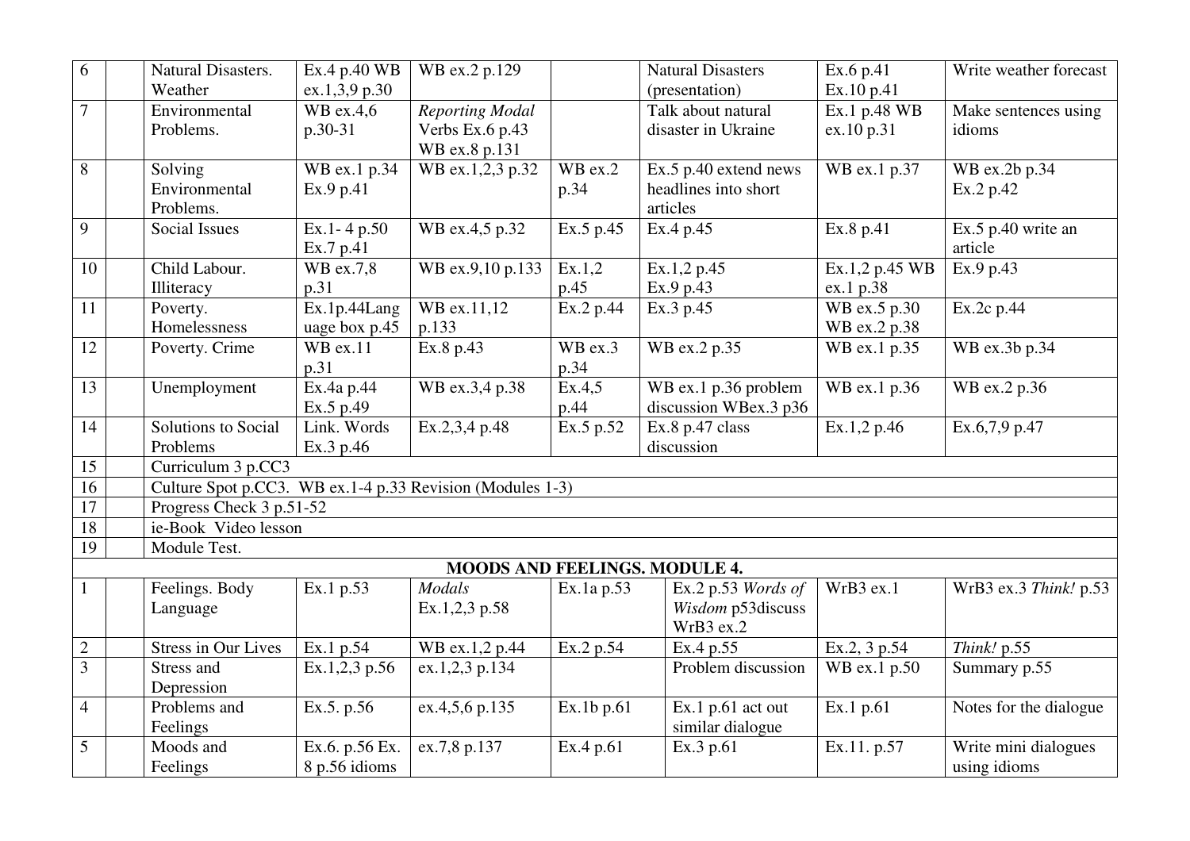| | | | | | | | | |
|---|---|---|---|---|---|---|---|---|
| 6 | | Natural Disasters. Weather | Ex.4 p.40 WB ex.1,3,9 p.30 | WB ex.2 p.129 | | Natural Disasters (presentation) | Ex.6 p.41 Ex.10 p.41 | Write weather forecast |
| 7 | | Environmental Problems. | WB ex.4,6 p.30-31 | *Reporting Modal* Verbs Ex.6 p.43 WB ex.8 p.131 | | Talk about natural disaster in Ukraine | Ex.1 p.48 WB ex.10 p.31 | Make sentences using idioms |
| 8 | | Solving Environmental Problems. | WB ex.1 p.34 Ex.9 p.41 | WB ex.1,2,3 p.32 | WB ex.2 p.34 | Ex.5 p.40 extend news headlines into short articles | WB ex.1 p.37 | WB ex.2b p.34 Ex.2 p.42 |
| 9 | | Social Issues | Ex.1- 4 p.50 Ex.7 p.41 | WB ex.4,5 p.32 | Ex.5 p.45 | Ex.4 p.45 | Ex.8 p.41 | Ex.5 p.40 write an article |
| 10 | | Child Labour. Illiteracy | WB ex.7,8 p.31 | WB ex.9,10 p.133 | Ex.1,2 p.45 | Ex.1,2 p.45 Ex.9 p.43 | Ex.1,2 p.45 WB ex.1 p.38 | Ex.9 p.43 |
| 11 | | Poverty. Homelessness | Ex.1p.44Language box p.45 | WB ex.11,12 p.133 | Ex.2 p.44 | Ex.3 p.45 | WB ex.5 p.30 WB ex.2 p.38 | Ex.2c p.44 |
| 12 | | Poverty. Crime | WB ex.11 p.31 | Ex.8 p.43 | WB ex.3 p.34 | WB ex.2 p.35 | WB ex.1 p.35 | WB ex.3b p.34 |
| 13 | | Unemployment | Ex.4a p.44 Ex.5 p.49 | WB ex.3,4 p.38 | Ex.4,5 p.44 | WB ex.1 p.36 problem discussion WBex.3 p36 | WB ex.1 p.36 | WB ex.2 p.36 |
| 14 | | Solutions to Social Problems | Link. Words Ex.3 p.46 | Ex.2,3,4 p.48 | Ex.5 p.52 | Ex.8 p.47 class discussion | Ex.1,2 p.46 | Ex.6,7,9 p.47 |
| 15 | | Curriculum 3 p.CC3 | | | | | | |
| 16 | | Culture Spot p.CC3. WB ex.1-4 p.33 Revision (Modules 1-3) | | | | | | |
| 17 | | Progress Check 3 p.51-52 | | | | | | |
| 18 | | ie-Book Video lesson | | | | | | |
| 19 | | Module Test. | | | | | | |
| | | **MOODS AND FEELINGS. MODULE 4.** | | | | | | |
| 1 | | Feelings. Body Language | Ex.1 p.53 | *Modals* Ex.1,2,3 p.58 | Ex.1a p.53 | Ex.2 p.53 *Words of Wisdom* p53discuss WrB3 ex.2 | WrB3 ex.1 | WrB3 ex.3 *Think!* p.53 |
| 2 | | Stress in Our Lives | Ex.1 p.54 | WB ex.1,2 p.44 | Ex.2 p.54 | Ex.4 p.55 | Ex.2, 3 p.54 | *Think!* p.55 |
| 3 | | Stress and Depression | Ex.1,2,3 p.56 | ex.1,2,3 p.134 | | Problem discussion | WB ex.1 p.50 | Summary p.55 |
| 4 | | Problems and Feelings | Ex.5. p.56 | ex.4,5,6 p.135 | Ex.1b p.61 | Ex.1 p.61 act out similar dialogue | Ex.1 p.61 | Notes for the dialogue |
| 5 | | Moods and Feelings | Ex.6. p.56 Ex. 8 p.56 idioms | ex.7,8 p.137 | Ex.4 p.61 | Ex.3 p.61 | Ex.11. p.57 | Write mini dialogues using idioms |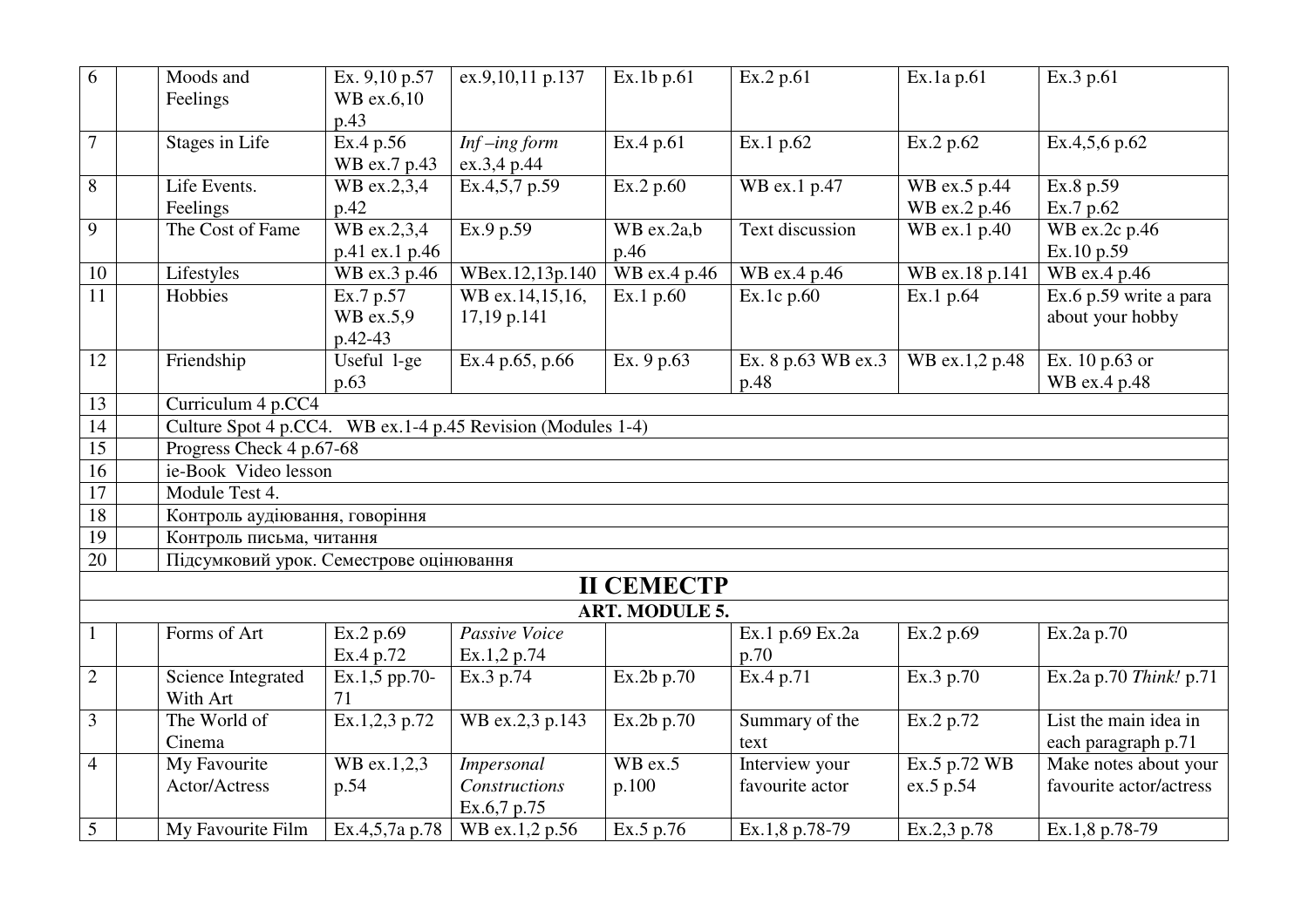| | | | | | | | | |
|---|---|---|---|---|---|---|---|---|
| 6 | | Moods and Feelings | Ex. 9,10 p.57 WB ex.6,10 p.43 | ex.9,10,11 p.137 | Ex.1b p.61 | Ex.2 p.61 | Ex.1a p.61 | Ex.3 p.61 |
| 7 | | Stages in Life | Ex.4 p.56 WB ex.7 p.43 | *Inf –ing form* ex.3,4 p.44 | Ex.4 p.61 | Ex.1 p.62 | Ex.2 p.62 | Ex.4,5,6 p.62 |
| 8 | | Life Events. Feelings | WB ex.2,3,4 p.42 | Ex.4,5,7 p.59 | Ex.2 p.60 | WB ex.1 p.47 | WB ex.5 p.44 WB ex.2 p.46 | Ex.8 p.59 Ex.7 p.62 |
| 9 | | The Cost of Fame | WB ex.2,3,4 p.41 ex.1 p.46 | Ex.9 p.59 | WB ex.2a,b p.46 | Text discussion | WB ex.1 p.40 | WB ex.2c p.46 Ex.10 p.59 |
| 10 | | Lifestyles | WB ex.3 p.46 | WBex.12,13p.140 | WB ex.4 p.46 | WB ex.4 p.46 | WB ex.18 p.141 | WB ex.4 p.46 |
| 11 | | Hobbies | Ex.7 p.57 WB ex.5,9 p.42-43 | WB ex.14,15,16, 17,19 p.141 | Ex.1 p.60 | Ex.1c p.60 | Ex.1 p.64 | Ex.6 p.59 write a para about your hobby |
| 12 | | Friendship | Useful 1-ge p.63 | Ex.4 p.65, p.66 | Ex. 9 p.63 | Ex. 8 p.63 WB ex.3 p.48 | WB ex.1,2 p.48 | Ex. 10 p.63 or WB ex.4 p.48 |
| 13 | | Curriculum 4 p.CC4 | | | | | | |
| 14 | | Culture Spot 4 p.CC4. WB ex.1-4 p.45 Revision (Modules 1-4) | | | | | | |
| 15 | | Progress Check 4 p.67-68 | | | | | | |
| 16 | | ie-Book Video lesson | | | | | | |
| 17 | | Module Test 4. | | | | | | |
| 18 | | Контроль аудіювання, говоріння | | | | | | |
| 19 | | Контроль письма, читання | | | | | | |
| 20 | | Підсумковий урок. Семестрове оцінювання | | | | | | |
| **II СЕМЕСТР** | | | | | | | | |
| **ART. MODULE 5.** | | | | | | | | |
| 1 | | Forms of Art | Ex.2 p.69 Ex.4 p.72 | *Passive Voice* Ex.1,2 p.74 | | Ex.1 p.69 Ex.2a p.70 | Ex.2 p.69 | Ex.2a p.70 |
| 2 | | Science Integrated With Art | Ex.1,5 pp.70-71 | Ex.3 p.74 | Ex.2b p.70 | Ex.4 p.71 | Ex.3 p.70 | Ex.2a p.70 *Think!* p.71 |
| 3 | | The World of Cinema | Ex.1,2,3 p.72 | WB ex.2,3 p.143 | Ex.2b p.70 | Summary of the text | Ex.2 p.72 | List the main idea in each paragraph p.71 |
| 4 | | My Favourite Actor/Actress | WB ex.1,2,3 p.54 | *Impersonal Constructions* Ex.6,7 p.75 | WB ex.5 p.100 | Interview your favourite actor | Ex.5 p.72 WB ex.5 p.54 | Make notes about your favourite actor/actress |
| 5 | | My Favourite Film | Ex.4,5,7a p.78 | WB ex.1,2 p.56 | Ex.5 p.76 | Ex.1,8 p.78-79 | Ex.2,3 p.78 | Ex.1,8 p.78-79 |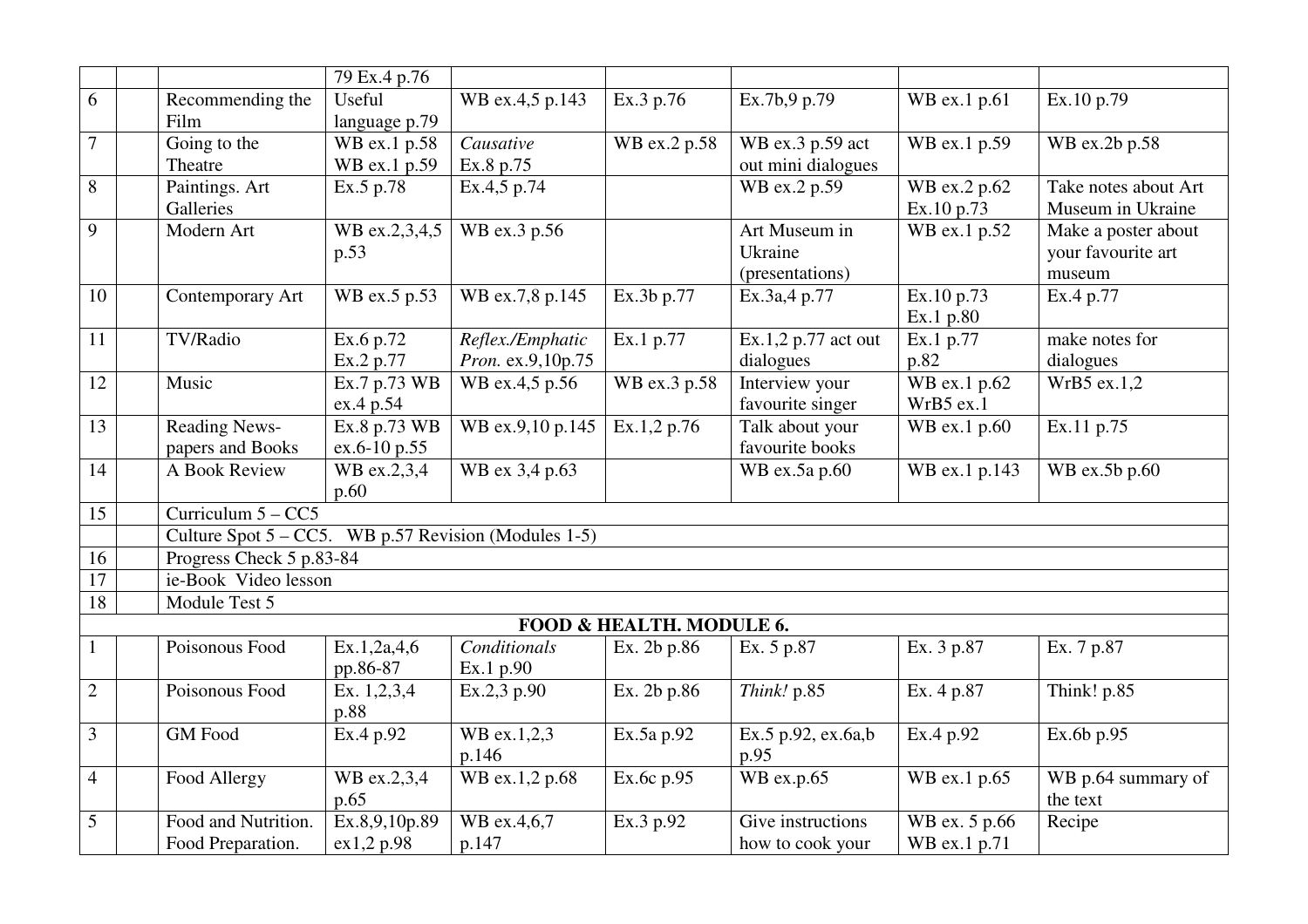| | | | | | | | | |
|---|---|---|---|---|---|---|---|---|
| | | | 79 Ex.4 p.76 | | | | | |
| 6 | | Recommending the Film | Useful language p.79 | WB ex.4,5 p.143 | Ex.3 p.76 | Ex.7b,9 p.79 | WB ex.1 p.61 | Ex.10 p.79 |
| 7 | | Going to the Theatre | WB ex.1 p.58 WB ex.1 p.59 | *Causative* Ex.8 p.75 | WB ex.2 p.58 | WB ex.3 p.59 act out mini dialogues | WB ex.1 p.59 | WB ex.2b p.58 |
| 8 | | Paintings. Art Galleries | Ex.5 p.78 | Ex.4,5 p.74 | | WB ex.2 p.59 | WB ex.2 p.62 Ex.10 p.73 | Take notes about Art Museum in Ukraine |
| 9 | | Modern Art | WB ex.2,3,4,5 p.53 | WB ex.3 p.56 | | Art Museum in Ukraine (presentations) | WB ex.1 p.52 | Make a poster about your favourite art museum |
| 10 | | Contemporary Art | WB ex.5 p.53 | WB ex.7,8 p.145 | Ex.3b p.77 | Ex.3a,4 p.77 | Ex.10 p.73 Ex.1 p.80 | Ex.4 p.77 |
| 11 | | TV/Radio | Ex.6 p.72 Ex.2 p.77 | *Reflex./Emphatic Pron.* ex.9,10p.75 | Ex.1 p.77 | Ex.1,2 p.77 act out dialogues | Ex.1 p.77 p.82 | make notes for dialogues |
| 12 | | Music | Ex.7 p.73 WB ex.4 p.54 | WB ex.4,5 p.56 | WB ex.3 p.58 | Interview your favourite singer | WB ex.1 p.62 WrB5 ex.1 | WrB5 ex.1,2 |
| 13 | | Reading News-papers and Books | Ex.8 p.73 WB ex.6-10 p.55 | WB ex.9,10 p.145 | Ex.1,2 p.76 | Talk about your favourite books | WB ex.1 p.60 | Ex.11 p.75 |
| 14 | | A Book Review | WB ex.2,3,4 p.60 | WB ex 3,4 p.63 | | WB ex.5a p.60 | WB ex.1 p.143 | WB ex.5b p.60 |
| 15 | | Curriculum 5 – CC5 | | | | | | |
| | | Culture Spot 5 – CC5. WB p.57 Revision (Modules 1-5) | | | | | | |
| 16 | | Progress Check 5 p.83-84 | | | | | | |
| 17 | | ie-Book Video lesson | | | | | | |
| 18 | | Module Test 5 | | | | | | |
| | | **FOOD & HEALTH. MODULE 6.** | | | | | | |
| 1 | | Poisonous Food | Ex.1,2a,4,6 pp.86-87 | *Conditionals* Ex.1 p.90 | Ex. 2b p.86 | Ex. 5 p.87 | Ex. 3 p.87 | Ex. 7 p.87 |
| 2 | | Poisonous Food | Ex. 1,2,3,4 p.88 | Ex.2,3 p.90 | Ex. 2b p.86 | *Think!* p.85 | Ex. 4 p.87 | Think! p.85 |
| 3 | | GM Food | Ex.4 p.92 | WB ex.1,2,3 p.146 | Ex.5a p.92 | Ex.5 p.92, ex.6a,b p.95 | Ex.4 p.92 | Ex.6b p.95 |
| 4 | | Food Allergy | WB ex.2,3,4 p.65 | WB ex.1,2 p.68 | Ex.6c p.95 | WB ex.p.65 | WB ex.1 p.65 | WB p.64 summary of the text |
| 5 | | Food and Nutrition. Food Preparation. | Ex.8,9,10p.89 ex1,2 p.98 | WB ex.4,6,7 p.147 | Ex.3 p.92 | Give instructions how to cook your | WB ex. 5 p.66 WB ex.1 p.71 | Recipe |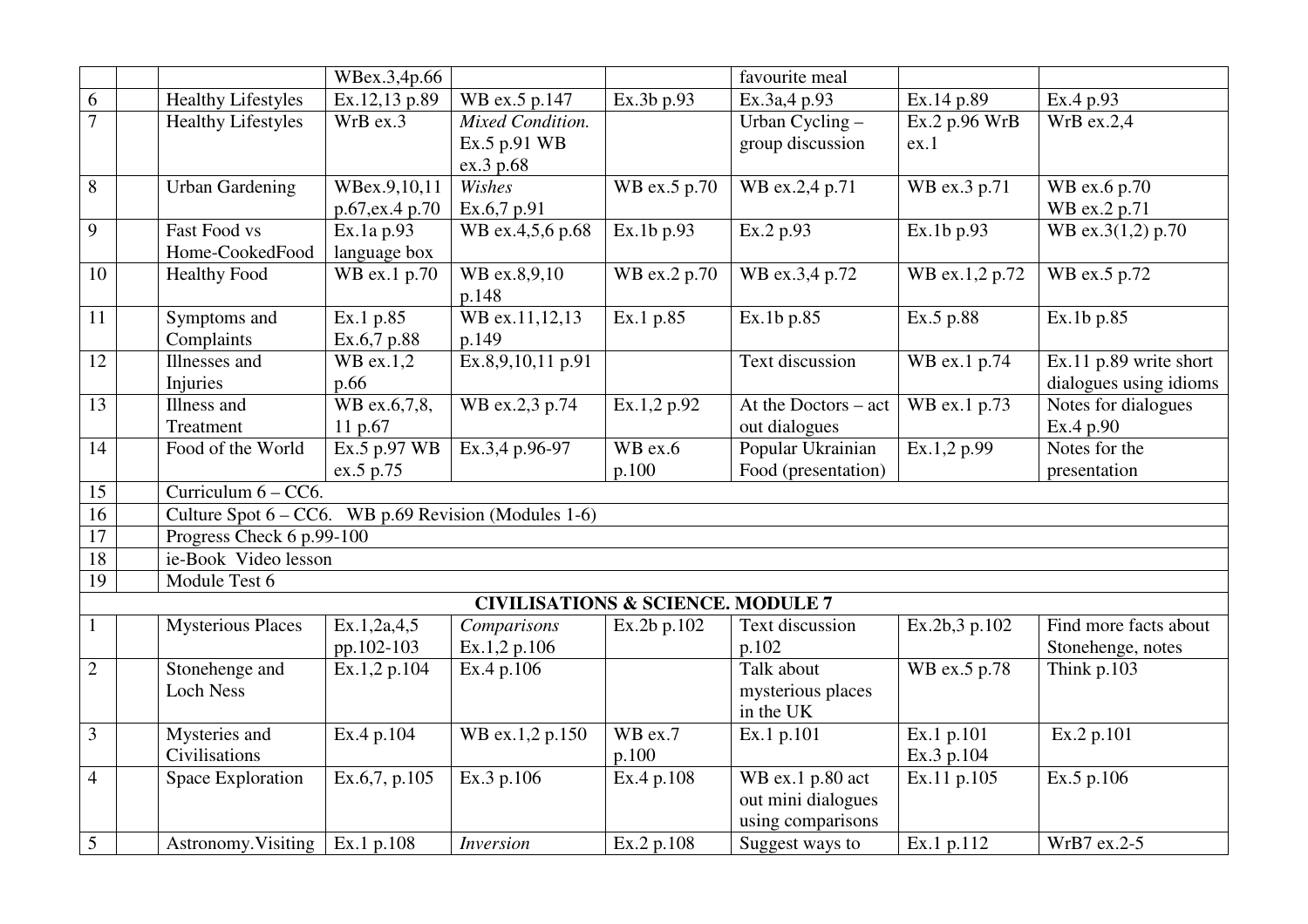| | | | | | | | | |
|---|---|---|---|---|---|---|---|---|
| | | | WBex.3,4p.66 | | | favourite meal | | |
| 6 | | Healthy Lifestyles | Ex.12,13 p.89 | WB ex.5 p.147 | Ex.3b p.93 | Ex.3a,4 p.93 | Ex.14 p.89 | Ex.4 p.93 |
| 7 | | Healthy Lifestyles | WrB ex.3 | *Mixed Condition.* Ex.5 p.91 WB ex.3 p.68 | | Urban Cycling – group discussion | Ex.2 p.96 WrB ex.1 | WrB ex.2,4 |
| 8 | | Urban Gardening | WBex.9,10,11 p.67,ex.4 p.70 | *Wishes* Ex.6,7 p.91 | WB ex.5 p.70 | WB ex.2,4 p.71 | WB ex.3 p.71 | WB ex.6 p.70 WB ex.2 p.71 |
| 9 | | Fast Food vs Home-CookedFood | Ex.1a p.93 language box | WB ex.4,5,6 p.68 | Ex.1b p.93 | Ex.2 p.93 | Ex.1b p.93 | WB ex.3(1,2) p.70 |
| 10 | | Healthy Food | WB ex.1 p.70 | WB ex.8,9,10 p.148 | WB ex.2 p.70 | WB ex.3,4 p.72 | WB ex.1,2 p.72 | WB ex.5 p.72 |
| 11 | | Symptoms and Complaints | Ex.1 p.85 Ex.6,7 p.88 | WB ex.11,12,13 p.149 | Ex.1 p.85 | Ex.1b p.85 | Ex.5 p.88 | Ex.1b p.85 |
| 12 | | Illnesses and Injuries | WB ex.1,2 p.66 | Ex.8,9,10,11 p.91 | | Text discussion | WB ex.1 p.74 | Ex.11 p.89 write short dialogues using idioms |
| 13 | | Illness and Treatment | WB ex.6,7,8, 11 p.67 | WB ex.2,3 p.74 | Ex.1,2 p.92 | At the Doctors – act out dialogues | WB ex.1 p.73 | Notes for dialogues Ex.4 p.90 |
| 14 | | Food of the World | Ex.5 p.97 WB ex.5 p.75 | Ex.3,4 p.96-97 | WB ex.6 p.100 | Popular Ukrainian Food (presentation) | Ex.1,2 p.99 | Notes for the presentation |
| 15 | | Curriculum 6 – CC6. | | | | | | |
| 16 | | Culture Spot 6 – CC6. WB p.69 Revision (Modules 1-6) | | | | | | |
| 17 | | Progress Check 6 p.99-100 | | | | | | |
| 18 | | ie-Book Video lesson | | | | | | |
| 19 | | Module Test 6 | | | | | | |
| | | | | **CIVILISATIONS & SCIENCE. MODULE 7** | | | | |
| 1 | | Mysterious Places | Ex.1,2a,4,5 pp.102-103 | *Comparisons* Ex.1,2 p.106 | Ex.2b p.102 | Text discussion p.102 | Ex.2b,3 p.102 | Find more facts about Stonehenge, notes |
| 2 | | Stonehenge and Loch Ness | Ex.1,2 p.104 | Ex.4 p.106 | | Talk about mysterious places in the UK | WB ex.5 p.78 | Think p.103 |
| 3 | | Mysteries and Civilisations | Ex.4 p.104 | WB ex.1,2 p.150 | WB ex.7 p.100 | Ex.1 p.101 | Ex.1 p.101 Ex.3 p.104 | Ex.2 p.101 |
| 4 | | Space Exploration | Ex.6,7, p.105 | Ex.3 p.106 | Ex.4 p.108 | WB ex.1 p.80 act out mini dialogues using comparisons | Ex.11 p.105 | Ex.5 p.106 |
| 5 | | Astronomy.Visiting | Ex.1 p.108 | *Inversion* | Ex.2 p.108 | Suggest ways to | Ex.1 p.112 | WrB7 ex.2-5 |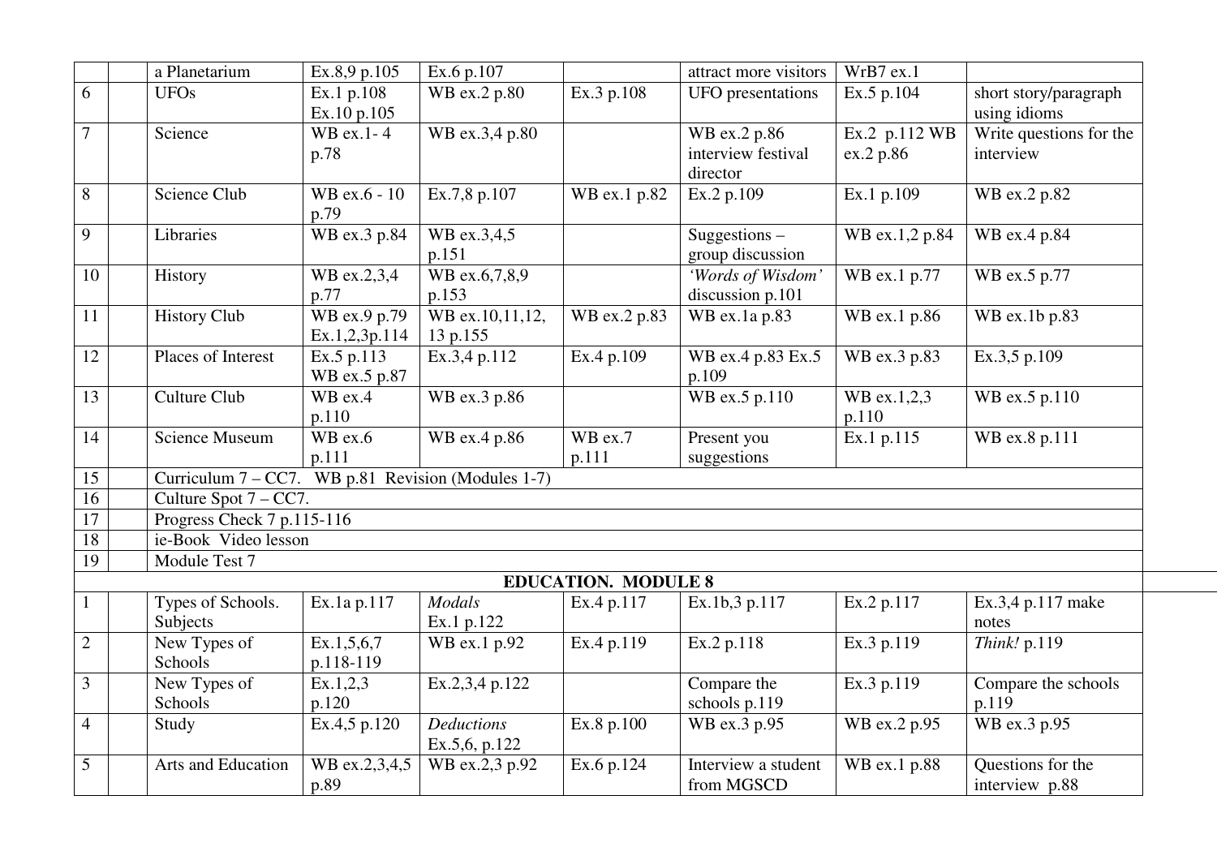| | | | | | | | | |
|---|---|---|---|---|---|---|---|---|
| | | a Planetarium | Ex.8,9 p.105 | Ex.6 p.107 | | attract more visitors | WrB7 ex.1 | |
| 6 | | UFOs | Ex.1 p.108 Ex.10 p.105 | WB ex.2 p.80 | Ex.3 p.108 | UFO presentations | Ex.5 p.104 | short story/paragraph using idioms |
| 7 | | Science | WB ex.1- 4 p.78 | WB ex.3,4 p.80 | | WB ex.2 p.86 interview festival director | Ex.2 p.112 WB ex.2 p.86 | Write questions for the interview |
| 8 | | Science Club | WB ex.6 - 10 p.79 | Ex.7,8 p.107 | WB ex.1 p.82 | Ex.2 p.109 | Ex.1 p.109 | WB ex.2 p.82 |
| 9 | | Libraries | WB ex.3 p.84 | WB ex.3,4,5 p.151 | | Suggestions – group discussion | WB ex.1,2 p.84 | WB ex.4 p.84 |
| 10 | | History | WB ex.2,3,4 p.77 | WB ex.6,7,8,9 p.153 | | *'Words of Wisdom'* discussion p.101 | WB ex.1 p.77 | WB ex.5 p.77 |
| 11 | | History Club | WB ex.9 p.79 Ex.1,2,3p.114 | WB ex.10,11,12, 13 p.155 | WB ex.2 p.83 | WB ex.1a p.83 | WB ex.1 p.86 | WB ex.1b p.83 |
| 12 | | Places of Interest | Ex.5 p.113 WB ex.5 p.87 | Ex.3,4 p.112 | Ex.4 p.109 | WB ex.4 p.83 Ex.5 p.109 | WB ex.3 p.83 | Ex.3,5 p.109 |
| 13 | | Culture Club | WB ex.4 p.110 | WB ex.3 p.86 | | WB ex.5 p.110 | WB ex.1,2,3 p.110 | WB ex.5 p.110 |
| 14 | | Science Museum | WB ex.6 p.111 | WB ex.4 p.86 | WB ex.7 p.111 | Present you suggestions | Ex.1 p.115 | WB ex.8 p.111 |
| 15 | | Curriculum 7 – CC7. WB p.81 Revision (Modules 1-7) | | | | | | |
| 16 | | Culture Spot 7 – CC7. | | | | | | |
| 17 | | Progress Check 7 p.115-116 | | | | | | |
| 18 | | ie-Book Video lesson | | | | | | |
| 19 | | Module Test 7 | | | | | | |
| | | | | **EDUCATION. MODULE 8** | | | | |
| 1 | | Types of Schools. Subjects | Ex.1a p.117 | *Modals* Ex.1 p.122 | Ex.4 p.117 | Ex.1b,3 p.117 | Ex.2 p.117 | Ex.3,4 p.117 make notes |
| 2 | | New Types of Schools | Ex.1,5,6,7 p.118-119 | WB ex.1 p.92 | Ex.4 p.119 | Ex.2 p.118 | Ex.3 p.119 | *Think!* p.119 |
| 3 | | New Types of Schools | Ex.1,2,3 p.120 | Ex.2,3,4 p.122 | | Compare the schools p.119 | Ex.3 p.119 | Compare the schools p.119 |
| 4 | | Study | Ex.4,5 p.120 | *Deductions* Ex.5,6, p.122 | Ex.8 p.100 | WB ex.3 p.95 | WB ex.2 p.95 | WB ex.3 p.95 |
| 5 | | Arts and Education | WB ex.2,3,4,5 p.89 | WB ex.2,3 p.92 | Ex.6 p.124 | Interview a student from MGSCD | WB ex.1 p.88 | Questions for the interview p.88 |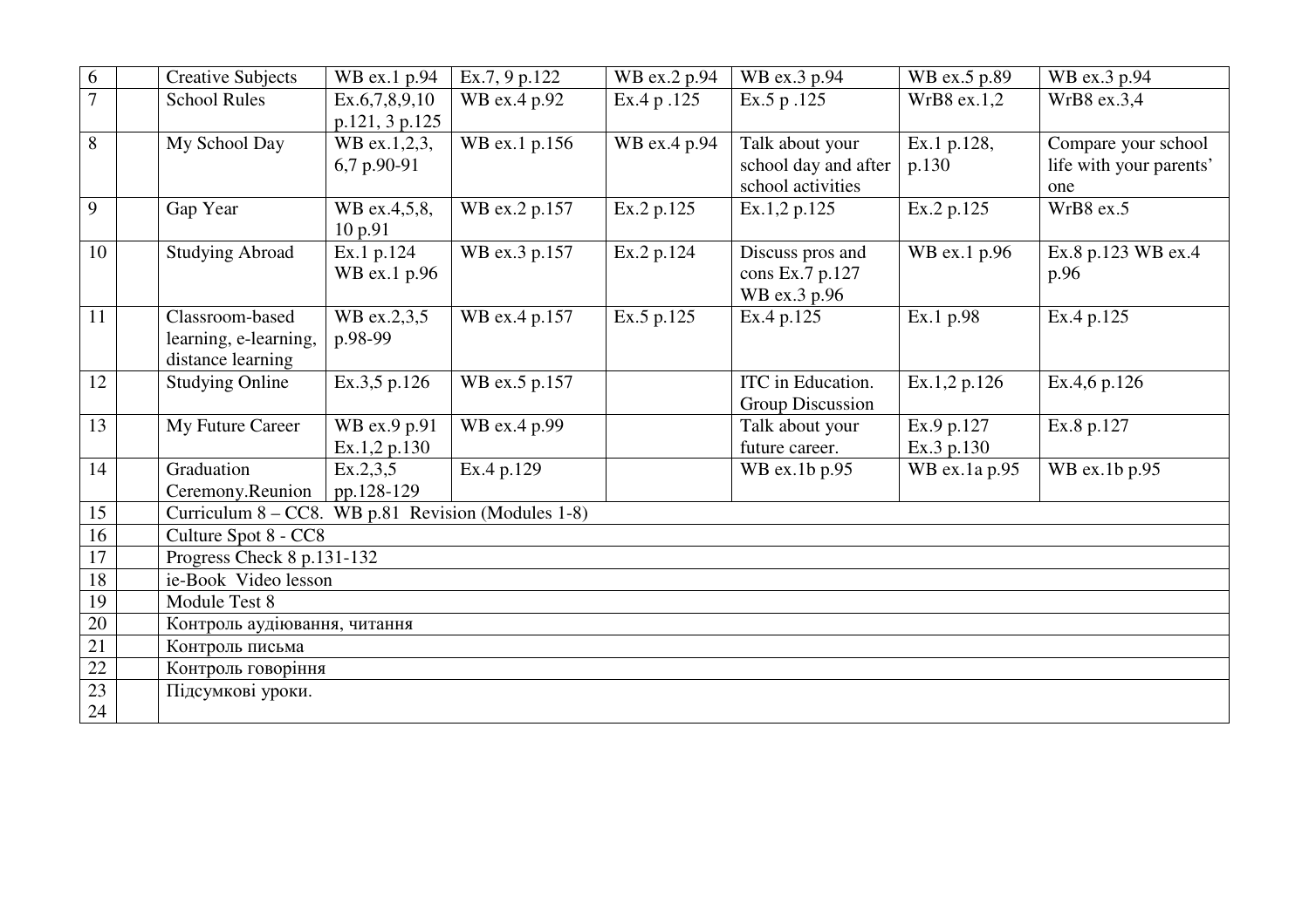| | | | | | | | | |
|---|---|---|---|---|---|---|---|---|
| 6 | | Creative Subjects | WB ex.1 p.94 | Ex.7, 9 p.122 | WB ex.2 p.94 | WB ex.3 p.94 | WB ex.5 p.89 | WB ex.3 p.94 |
| 7 | | School Rules | Ex.6,7,8,9,10 p.121, 3 p.125 | WB ex.4 p.92 | Ex.4 p .125 | Ex.5 p .125 | WrB8 ex.1,2 | WrB8 ex.3,4 |
| 8 | | My School Day | WB ex.1,2,3, 6,7 p.90-91 | WB ex.1 p.156 | WB ex.4 p.94 | Talk about your school day and after school activities | Ex.1 p.128, p.130 | Compare your school life with your parents' one |
| 9 | | Gap Year | WB ex.4,5,8, 10 p.91 | WB ex.2 p.157 | Ex.2 p.125 | Ex.1,2 p.125 | Ex.2 p.125 | WrB8 ex.5 |
| 10 | | Studying Abroad | Ex.1 p.124 WB ex.1 p.96 | WB ex.3 p.157 | Ex.2 p.124 | Discuss pros and cons Ex.7 p.127 WB ex.3 p.96 | WB ex.1 p.96 | Ex.8 p.123 WB ex.4 p.96 |
| 11 | | Classroom-based learning, e-learning, distance learning | WB ex.2,3,5 p.98-99 | WB ex.4 p.157 | Ex.5 p.125 | Ex.4 p.125 | Ex.1 p.98 | Ex.4 p.125 |
| 12 | | Studying Online | Ex.3,5 p.126 | WB ex.5 p.157 | | ITC in Education. Group Discussion | Ex.1,2 p.126 | Ex.4,6 p.126 |
| 13 | | My Future Career | WB ex.9 p.91 Ex.1,2 p.130 | WB ex.4 p.99 | | Talk about your future career. | Ex.9 p.127 Ex.3 p.130 | Ex.8 p.127 |
| 14 | | Graduation Ceremony.Reunion | Ex.2,3,5 pp.128-129 | Ex.4 p.129 | | WB ex.1b p.95 | WB ex.1a p.95 | WB ex.1b p.95 |
| 15 | | Curriculum 8 – CC8. WB p.81 Revision (Modules 1-8) | | | | | | |
| 16 | | Culture Spot 8 - CC8 | | | | | | |
| 17 | | Progress Check 8 p.131-132 | | | | | | |
| 18 | | ie-Book Video lesson | | | | | | |
| 19 | | Module Test 8 | | | | | | |
| 20 | | Контроль аудіювання, читання | | | | | | |
| 21 | | Контроль письма | | | | | | |
| 22 | | Контроль говоріння | | | | | | |
| 23 24 | | Підсумкові уроки. | | | | | | |